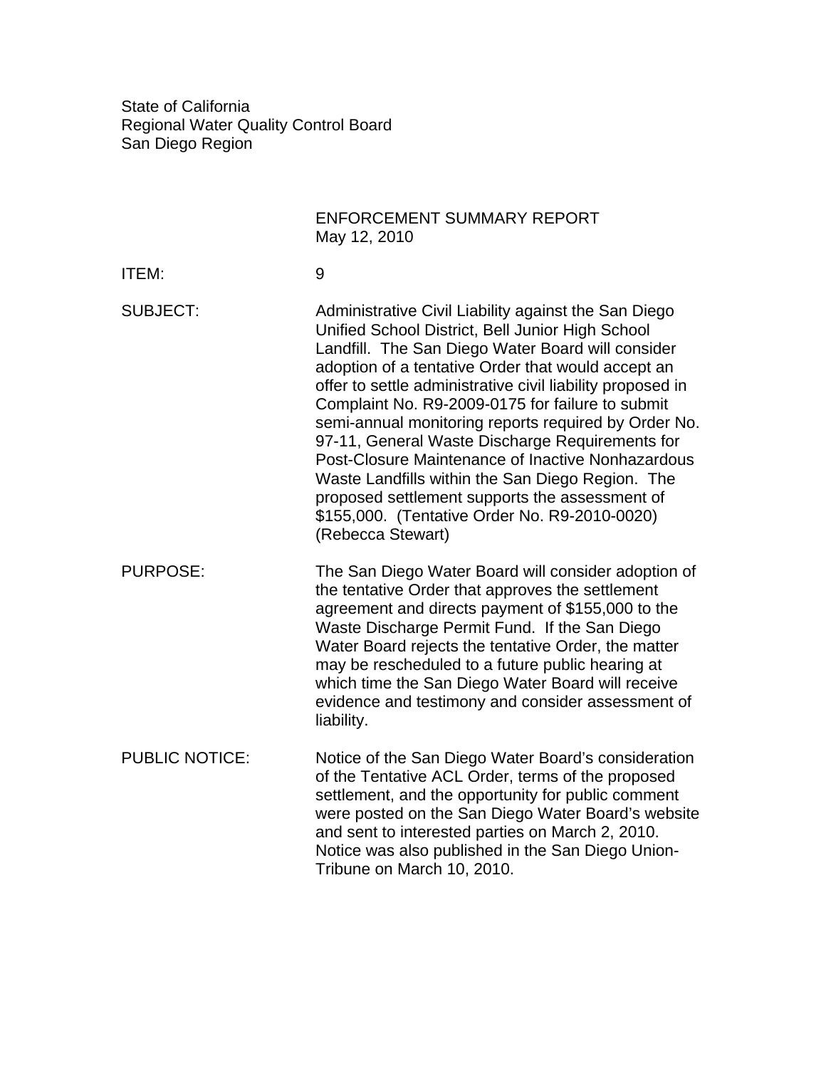State of California
Regional Water Quality Control Board
San Diego Region

ENFORCEMENT SUMMARY REPORT
May 12, 2010

ITEM: 9

SUBJECT: Administrative Civil Liability against the San Diego Unified School District, Bell Junior High School Landfill. The San Diego Water Board will consider adoption of a tentative Order that would accept an offer to settle administrative civil liability proposed in Complaint No. R9-2009-0175 for failure to submit semi-annual monitoring reports required by Order No. 97-11, General Waste Discharge Requirements for Post-Closure Maintenance of Inactive Nonhazardous Waste Landfills within the San Diego Region. The proposed settlement supports the assessment of $155,000. (Tentative Order No. R9-2010-0020) (Rebecca Stewart)

PURPOSE: The San Diego Water Board will consider adoption of the tentative Order that approves the settlement agreement and directs payment of $155,000 to the Waste Discharge Permit Fund. If the San Diego Water Board rejects the tentative Order, the matter may be rescheduled to a future public hearing at which time the San Diego Water Board will receive evidence and testimony and consider assessment of liability.

PUBLIC NOTICE: Notice of the San Diego Water Board's consideration of the Tentative ACL Order, terms of the proposed settlement, and the opportunity for public comment were posted on the San Diego Water Board's website and sent to interested parties on March 2, 2010. Notice was also published in the San Diego Union-Tribune on March 10, 2010.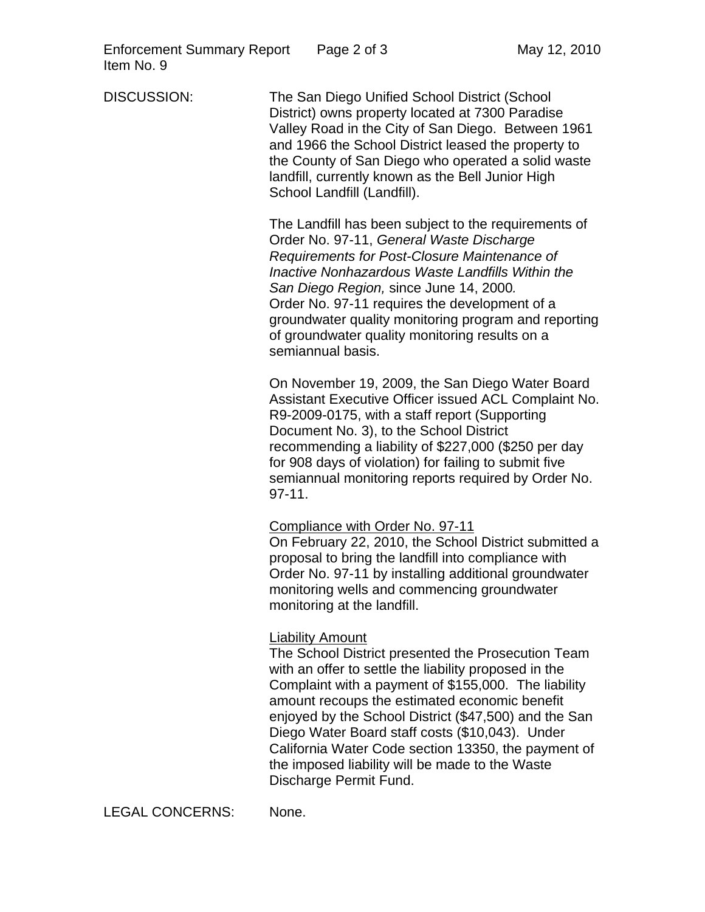DISCUSSION:

The San Diego Unified School District (School District) owns property located at 7300 Paradise Valley Road in the City of San Diego. Between 1961 and 1966 the School District leased the property to the County of San Diego who operated a solid waste landfill, currently known as the Bell Junior High School Landfill (Landfill).

The Landfill has been subject to the requirements of Order No. 97-11, *General Waste Discharge Requirements for Post-Closure Maintenance of Inactive Nonhazardous Waste Landfills Within the San Diego Region,* since June 14, 2000. Order No. 97-11 requires the development of a groundwater quality monitoring program and reporting of groundwater quality monitoring results on a semiannual basis.

On November 19, 2009, the San Diego Water Board Assistant Executive Officer issued ACL Complaint No. R9-2009-0175, with a staff report (Supporting Document No. 3), to the School District recommending a liability of $227,000 ($250 per day for 908 days of violation) for failing to submit five semiannual monitoring reports required by Order No. 97-11.

<u>Compliance with Order No. 97-11</u>

On February 22, 2010, the School District submitted a proposal to bring the landfill into compliance with Order No. 97-11 by installing additional groundwater monitoring wells and commencing groundwater monitoring at the landfill.

<u>Liability Amount</u>

The School District presented the Prosecution Team with an offer to settle the liability proposed in the Complaint with a payment of $155,000. The liability amount recoups the estimated economic benefit enjoyed by the School District ($47,500) and the San Diego Water Board staff costs ($10,043). Under California Water Code section 13350, the payment of the imposed liability will be made to the Waste Discharge Permit Fund.

LEGAL CONCERNS: None.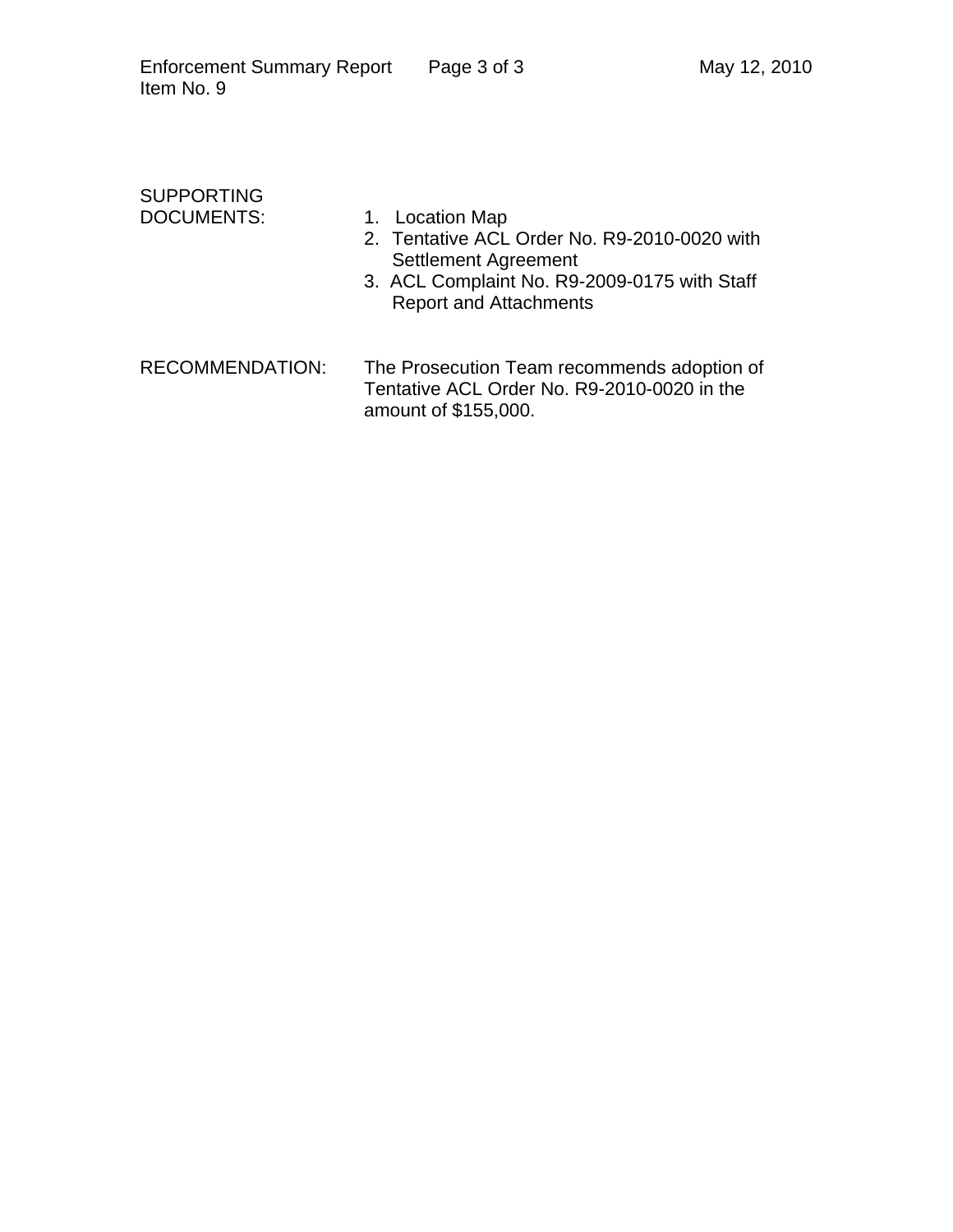SUPPORTING DOCUMENTS:

1. Location Map
2. Tentative ACL Order No. R9-2010-0020 with Settlement Agreement
3. ACL Complaint No. R9-2009-0175 with Staff Report and Attachments

RECOMMENDATION: The Prosecution Team recommends adoption of Tentative ACL Order No. R9-2010-0020 in the amount of $155,000.